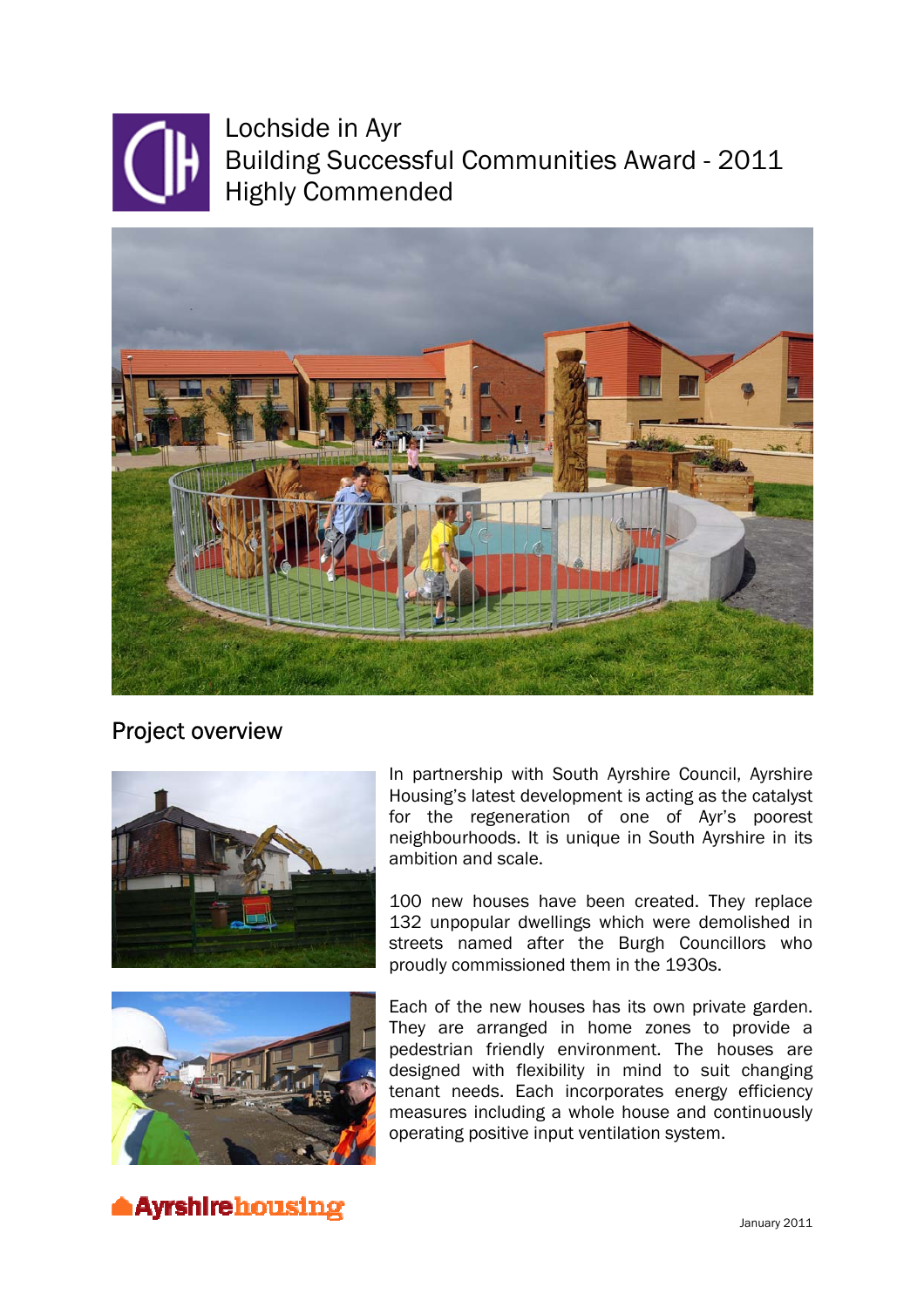# Lochside in Ayr
# Building Successful Communities Award - 2011
# Highly Commended

## Project overview

In partnership with South Ayrshire Council, Ayrshire Housing's latest development is acting as the catalyst for the regeneration of one of Ayr's poorest neighbourhoods. It is unique in South Ayrshire in its ambition and scale.

100 new houses have been created. They replace 132 unpopular dwellings which were demolished in streets named after the Burgh Councillors who proudly commissioned them in the 1930s.

Each of the new houses has its own private garden. They are arranged in home zones to provide a pedestrian friendly environment. The houses are designed with flexibility in mind to suit changing tenant needs. Each incorporates energy efficiency measures including a whole house and continuously operating positive input ventilation system.

Ayrshirehousing

January 2011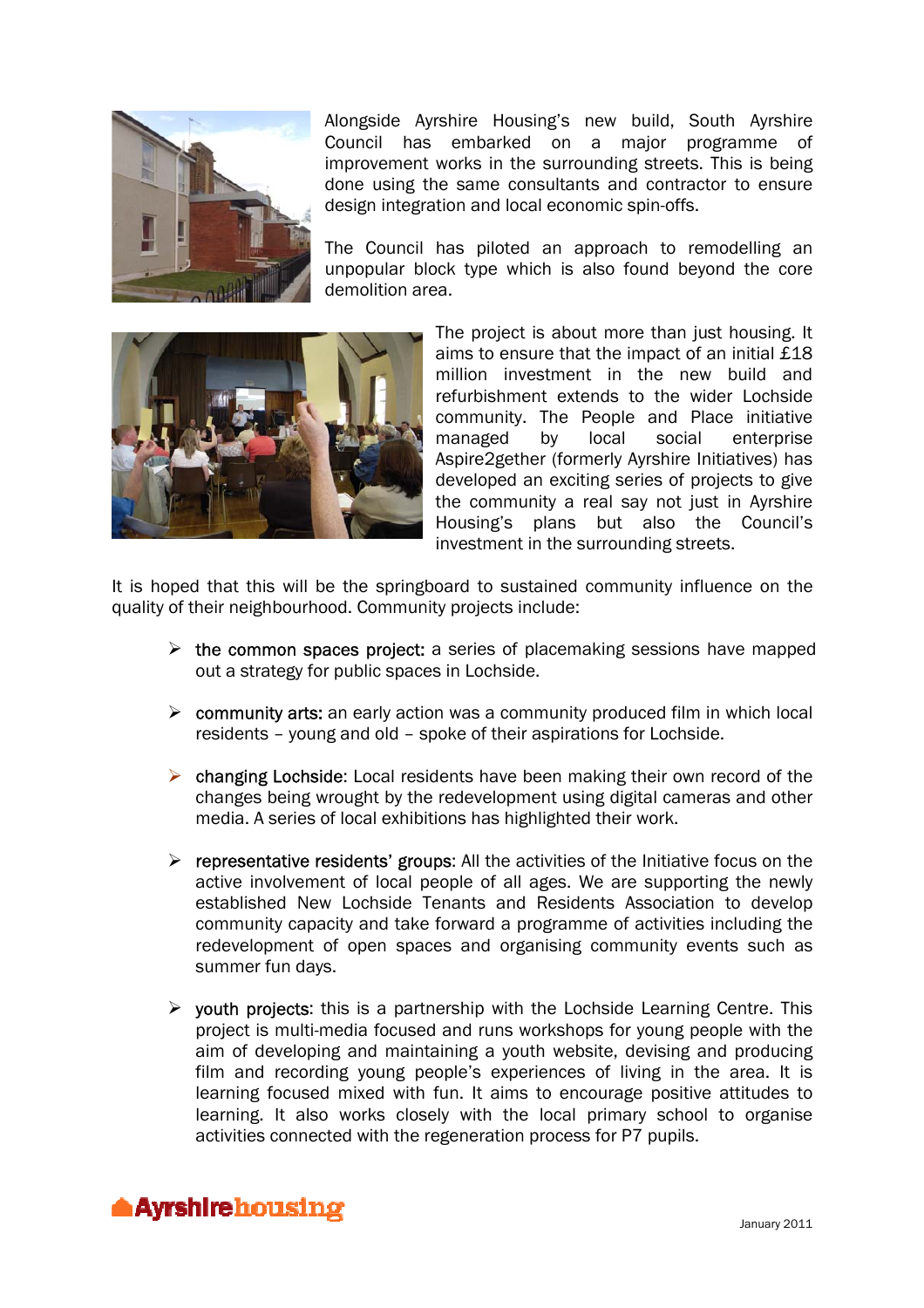Alongside Ayrshire Housing's new build, South Ayrshire Council has embarked on a major programme of improvement works in the surrounding streets. This is being done using the same consultants and contractor to ensure design integration and local economic spin-offs.

The Council has piloted an approach to remodelling an unpopular block type which is also found beyond the core demolition area.

The project is about more than just housing. It aims to ensure that the impact of an initial £18 million investment in the new build and refurbishment extends to the wider Lochside community. The People and Place initiative managed by local social enterprise Aspire2gether (formerly Ayrshire Initiatives) has developed an exciting series of projects to give the community a real say not just in Ayrshire Housing's plans but also the Council's investment in the surrounding streets.

It is hoped that this will be the springboard to sustained community influence on the quality of their neighbourhood. Community projects include:

- the common spaces project: a series of placemaking sessions have mapped out a strategy for public spaces in Lochside.
- community arts: an early action was a community produced film in which local residents – young and old – spoke of their aspirations for Lochside.
- changing Lochside: Local residents have been making their own record of the changes being wrought by the redevelopment using digital cameras and other media. A series of local exhibitions has highlighted their work.
- representative residents' groups: All the activities of the Initiative focus on the active involvement of local people of all ages. We are supporting the newly established New Lochside Tenants and Residents Association to develop community capacity and take forward a programme of activities including the redevelopment of open spaces and organising community events such as summer fun days.
- youth projects: this is a partnership with the Lochside Learning Centre. This project is multi-media focused and runs workshops for young people with the aim of developing and maintaining a youth website, devising and producing film and recording young people's experiences of living in the area. It is learning focused mixed with fun. It aims to encourage positive attitudes to learning. It also works closely with the local primary school to organise activities connected with the regeneration process for P7 pupils.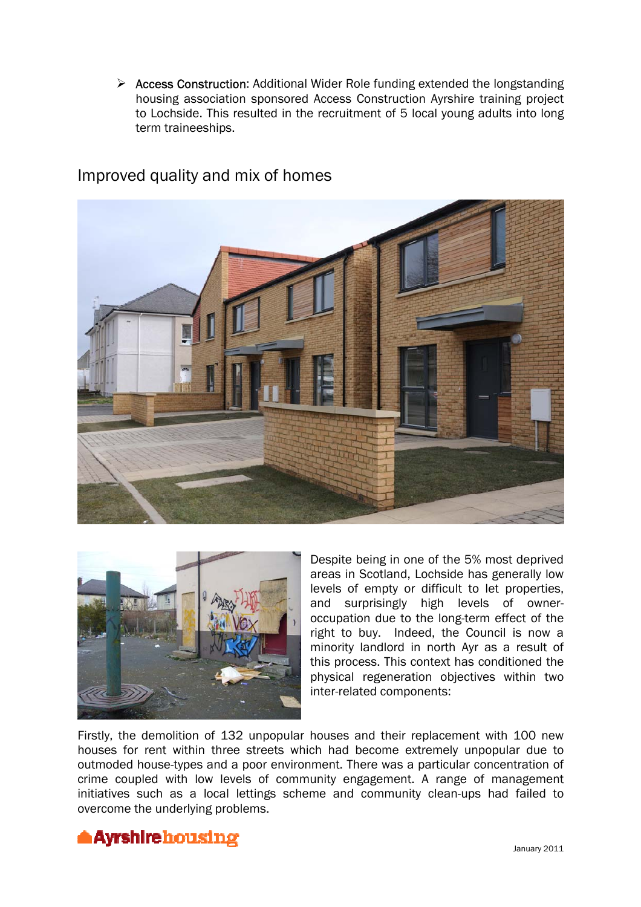- **Access Construction**: Additional Wider Role funding extended the longstanding housing association sponsored Access Construction Ayrshire training project to Lochside. This resulted in the recruitment of 5 local young adults into long term traineeships.

## Improved quality and mix of homes

Despite being in one of the 5% most deprived areas in Scotland, Lochside has generally low levels of empty or difficult to let properties, and surprisingly high levels of owner-occupation due to the long-term effect of the right to buy. Indeed, the Council is now a minority landlord in north Ayr as a result of this process. This context has conditioned the physical regeneration objectives within two inter-related components:

Firstly, the demolition of 132 unpopular houses and their replacement with 100 new houses for rent within three streets which had become extremely unpopular due to outmoded house-types and a poor environment. There was a particular concentration of crime coupled with low levels of community engagement. A range of management initiatives such as a local lettings scheme and community clean-ups had failed to overcome the underlying problems.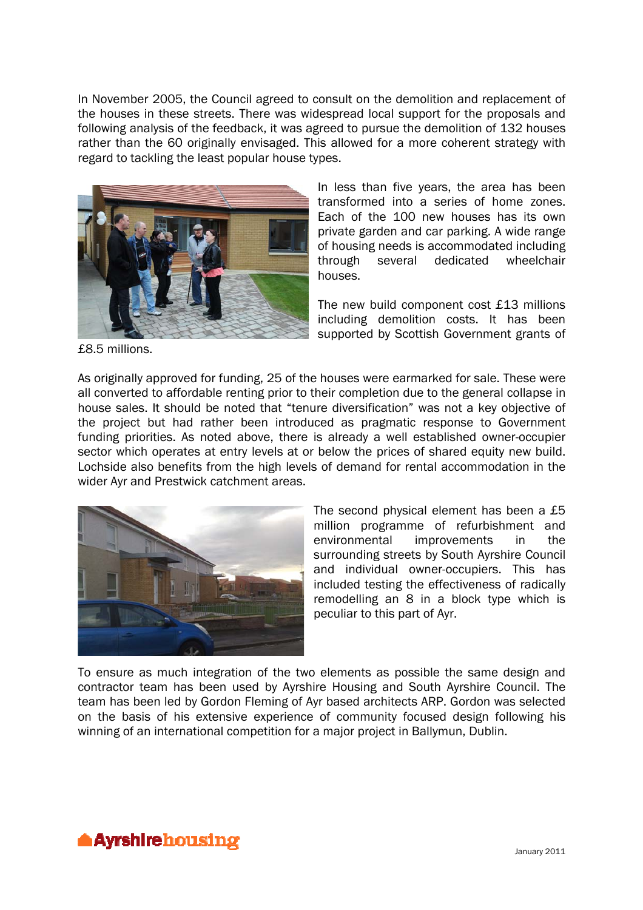In November 2005, the Council agreed to consult on the demolition and replacement of the houses in these streets. There was widespread local support for the proposals and following analysis of the feedback, it was agreed to pursue the demolition of 132 houses rather than the 60 originally envisaged. This allowed for a more coherent strategy with regard to tackling the least popular house types.

In less than five years, the area has been transformed into a series of home zones. Each of the 100 new houses has its own private garden and car parking. A wide range of housing needs is accommodated including through several dedicated wheelchair houses.

The new build component cost £13 millions including demolition costs. It has been supported by Scottish Government grants of £8.5 millions.

As originally approved for funding, 25 of the houses were earmarked for sale. These were all converted to affordable renting prior to their completion due to the general collapse in house sales. It should be noted that "tenure diversification" was not a key objective of the project but had rather been introduced as pragmatic response to Government funding priorities. As noted above, there is already a well established owner-occupier sector which operates at entry levels at or below the prices of shared equity new build. Lochside also benefits from the high levels of demand for rental accommodation in the wider Ayr and Prestwick catchment areas.

The second physical element has been a £5 million programme of refurbishment and environmental improvements in the surrounding streets by South Ayrshire Council and individual owner-occupiers. This has included testing the effectiveness of radically remodelling an 8 in a block type which is peculiar to this part of Ayr.

To ensure as much integration of the two elements as possible the same design and contractor team has been used by Ayrshire Housing and South Ayrshire Council. The team has been led by Gordon Fleming of Ayr based architects ARP. Gordon was selected on the basis of his extensive experience of community focused design following his winning of an international competition for a major project in Ballymun, Dublin.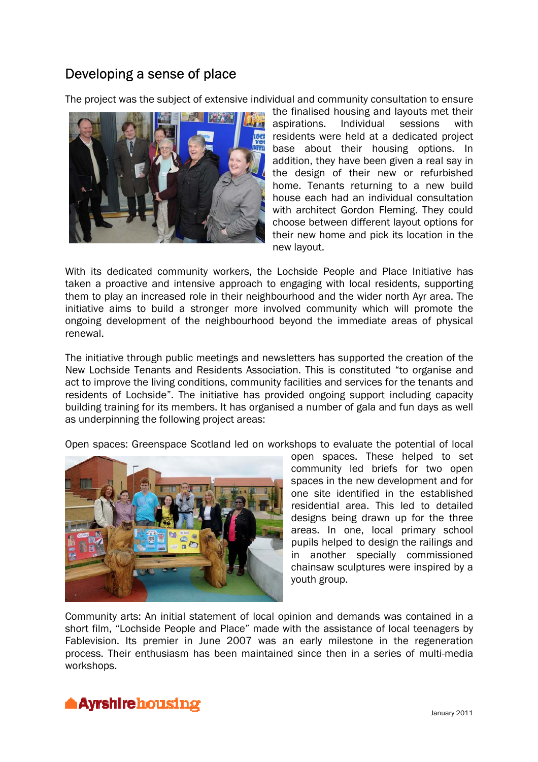## Developing a sense of place

The project was the subject of extensive individual and community consultation to ensure the finalised housing and layouts met their aspirations. Individual sessions with residents were held at a dedicated project base about their housing options. In addition, they have been given a real say in the design of their new or refurbished home. Tenants returning to a new build house each had an individual consultation with architect Gordon Fleming. They could choose between different layout options for their new home and pick its location in the new layout.

With its dedicated community workers, the Lochside People and Place Initiative has taken a proactive and intensive approach to engaging with local residents, supporting them to play an increased role in their neighbourhood and the wider north Ayr area. The initiative aims to build a stronger more involved community which will promote the ongoing development of the neighbourhood beyond the immediate areas of physical renewal.

The initiative through public meetings and newsletters has supported the creation of the New Lochside Tenants and Residents Association. This is constituted "to organise and act to improve the living conditions, community facilities and services for the tenants and residents of Lochside". The initiative has provided ongoing support including capacity building training for its members. It has organised a number of gala and fun days as well as underpinning the following project areas:

Open spaces: Greenspace Scotland led on workshops to evaluate the potential of local open spaces. These helped to set community led briefs for two open spaces in the new development and for one site identified in the established residential area. This led to detailed designs being drawn up for the three areas. In one, local primary school pupils helped to design the railings and in another specially commissioned chainsaw sculptures were inspired by a youth group.

Community arts: An initial statement of local opinion and demands was contained in a short film, "Lochside People and Place" made with the assistance of local teenagers by Fablevision. Its premier in June 2007 was an early milestone in the regeneration process. Their enthusiasm has been maintained since then in a series of multi-media workshops.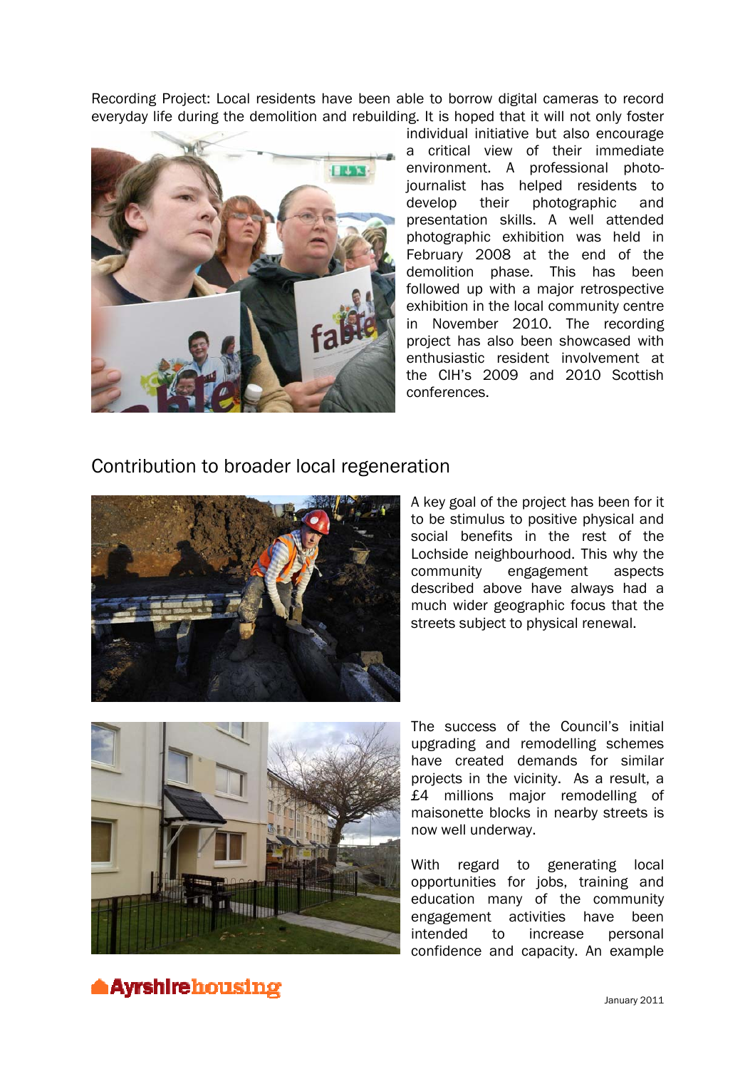Recording Project: Local residents have been able to borrow digital cameras to record everyday life during the demolition and rebuilding. It is hoped that it will not only foster individual initiative but also encourage a critical view of their immediate environment. A professional photo-journalist has helped residents to develop their photographic and presentation skills. A well attended photographic exhibition was held in February 2008 at the end of the demolition phase. This has been followed up with a major retrospective exhibition in the local community centre in November 2010. The recording project has also been showcased with enthusiastic resident involvement at the CIH's 2009 and 2010 Scottish conferences.

## Contribution to broader local regeneration

A key goal of the project has been for it to be stimulus to positive physical and social benefits in the rest of the Lochside neighbourhood. This why the community engagement aspects described above have always had a much wider geographic focus that the streets subject to physical renewal.

The success of the Council's initial upgrading and remodelling schemes have created demands for similar projects in the vicinity. As a result, a £4 millions major remodelling of maisonette blocks in nearby streets is now well underway.

With regard to generating local opportunities for jobs, training and education many of the community engagement activities have been intended to increase personal confidence and capacity. An example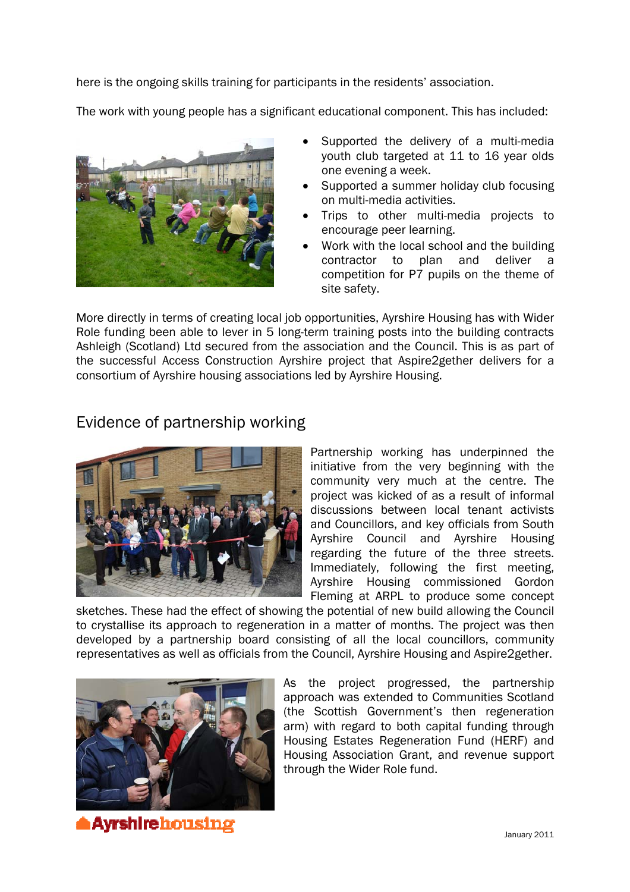here is the ongoing skills training for participants in the residents' association.

The work with young people has a significant educational component. This has included:

- Supported the delivery of a multi-media youth club targeted at 11 to 16 year olds one evening a week.
- Supported a summer holiday club focusing on multi-media activities.
- Trips to other multi-media projects to encourage peer learning.
- Work with the local school and the building contractor to plan and deliver a competition for P7 pupils on the theme of site safety.

More directly in terms of creating local job opportunities, Ayrshire Housing has with Wider Role funding been able to lever in 5 long-term training posts into the building contracts Ashleigh (Scotland) Ltd secured from the association and the Council. This is as part of the successful Access Construction Ayrshire project that Aspire2gether delivers for a consortium of Ayrshire housing associations led by Ayrshire Housing.

## Evidence of partnership working

Partnership working has underpinned the initiative from the very beginning with the community very much at the centre. The project was kicked of as a result of informal discussions between local tenant activists and Councillors, and key officials from South Ayrshire Council and Ayrshire Housing regarding the future of the three streets. Immediately, following the first meeting, Ayrshire Housing commissioned Gordon Fleming at ARPL to produce some concept sketches. These had the effect of showing the potential of new build allowing the Council to crystallise its approach to regeneration in a matter of months. The project was then developed by a partnership board consisting of all the local councillors, community representatives as well as officials from the Council, Ayrshire Housing and Aspire2gether.

As the project progressed, the partnership approach was extended to Communities Scotland (the Scottish Government's then regeneration arm) with regard to both capital funding through Housing Estates Regeneration Fund (HERF) and Housing Association Grant, and revenue support through the Wider Role fund.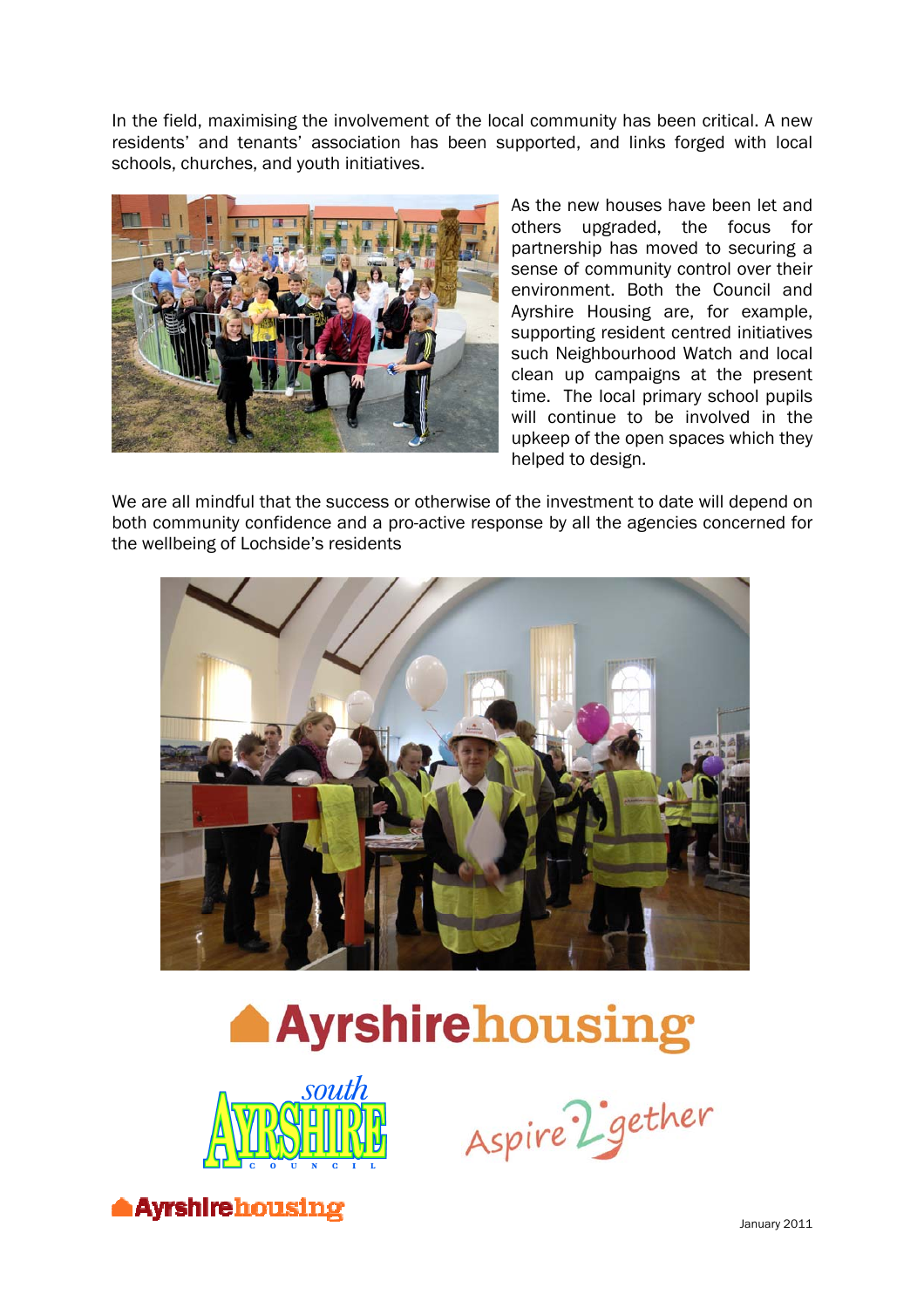In the field, maximising the involvement of the local community has been critical. A new residents' and tenants' association has been supported, and links forged with local schools, churches, and youth initiatives.

As the new houses have been let and others upgraded, the focus for partnership has moved to securing a sense of community control over their environment. Both the Council and Ayrshire Housing are, for example, supporting resident centred initiatives such Neighbourhood Watch and local clean up campaigns at the present time. The local primary school pupils will continue to be involved in the upkeep of the open spaces which they helped to design.

We are all mindful that the success or otherwise of the investment to date will depend on both community confidence and a pro-active response by all the agencies concerned for the wellbeing of Lochside's residents

Ayrshirehousing

south AYRSHIRE COUNCIL

Aspire 2gether

Ayrshirehousing

January 2011